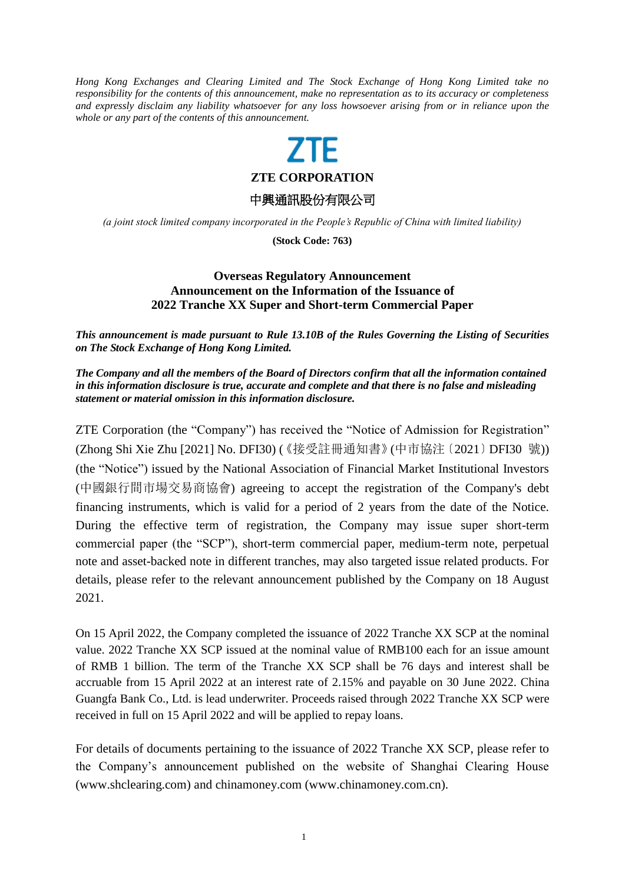*Hong Kong Exchanges and Clearing Limited and The Stock Exchange of Hong Kong Limited take no responsibility for the contents of this announcement, make no representation as to its accuracy or completeness and expressly disclaim any liability whatsoever for any loss howsoever arising from or in reliance upon the whole or any part of the contents of this announcement.*

ZTE

**ZTE CORPORATION**

中興通訊股份有限公司

*(a joint stock limited company incorporated in the People's Republic of China with limited liability)*

**(Stock Code: 763)**

**Overseas Regulatory Announcement**
**Announcement on the Information of the Issuance of**
**2022 Tranche XX Super and Short-term Commercial Paper**

***This announcement is made pursuant to Rule 13.10B of the Rules Governing the Listing of Securities on The Stock Exchange of Hong Kong Limited.***

***The Company and all the members of the Board of Directors confirm that all the information contained in this information disclosure is true, accurate and complete and that there is no false and misleading statement or material omission in this information disclosure.***

ZTE Corporation (the "Company") has received the "Notice of Admission for Registration" (Zhong Shi Xie Zhu [2021] No. DFI30) (《接受註冊通知書》(中市協注〔2021〕DFI30 號)) (the "Notice") issued by the National Association of Financial Market Institutional Investors (中國銀行間市場交易商協會) agreeing to accept the registration of the Company's debt financing instruments, which is valid for a period of 2 years from the date of the Notice. During the effective term of registration, the Company may issue super short-term commercial paper (the "SCP"), short-term commercial paper, medium-term note, perpetual note and asset-backed note in different tranches, may also targeted issue related products. For details, please refer to the relevant announcement published by the Company on 18 August 2021.

On 15 April 2022, the Company completed the issuance of 2022 Tranche XX SCP at the nominal value. 2022 Tranche XX SCP issued at the nominal value of RMB100 each for an issue amount of RMB 1 billion. The term of the Tranche XX SCP shall be 76 days and interest shall be accruable from 15 April 2022 at an interest rate of 2.15% and payable on 30 June 2022. China Guangfa Bank Co., Ltd. is lead underwriter. Proceeds raised through 2022 Tranche XX SCP were received in full on 15 April 2022 and will be applied to repay loans.

For details of documents pertaining to the issuance of 2022 Tranche XX SCP, please refer to the Company's announcement published on the website of Shanghai Clearing House (www.shclearing.com) and chinamoney.com (www.chinamoney.com.cn).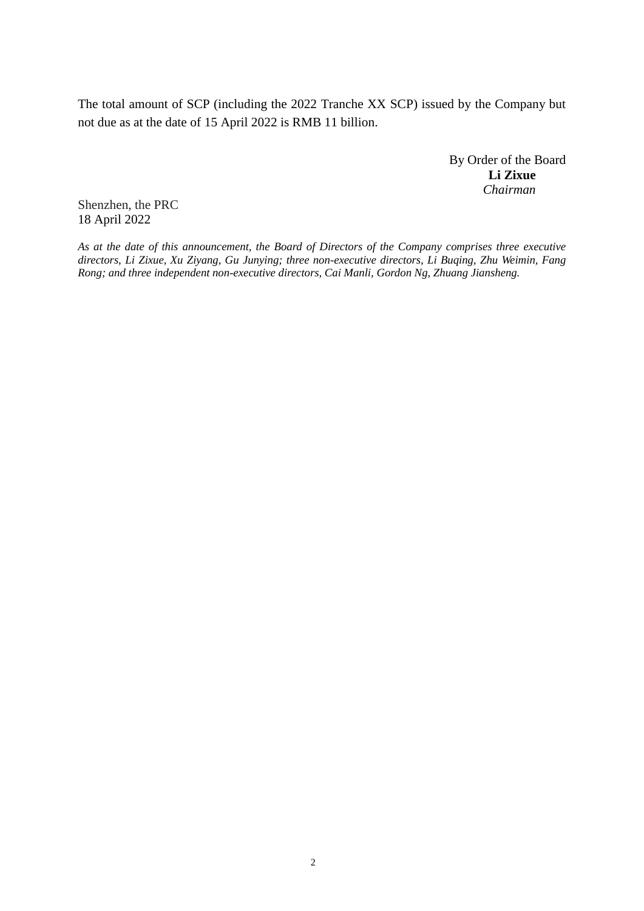The total amount of SCP (including the 2022 Tranche XX SCP) issued by the Company but not due as at the date of 15 April 2022 is RMB 11 billion.

By Order of the Board
**Li Zixue**
*Chairman*

Shenzhen, the PRC
18 April 2022

*As at the date of this announcement, the Board of Directors of the Company comprises three executive directors, Li Zixue, Xu Ziyang, Gu Junying; three non-executive directors, Li Buqing, Zhu Weimin, Fang Rong; and three independent non-executive directors, Cai Manli, Gordon Ng, Zhuang Jiansheng.*